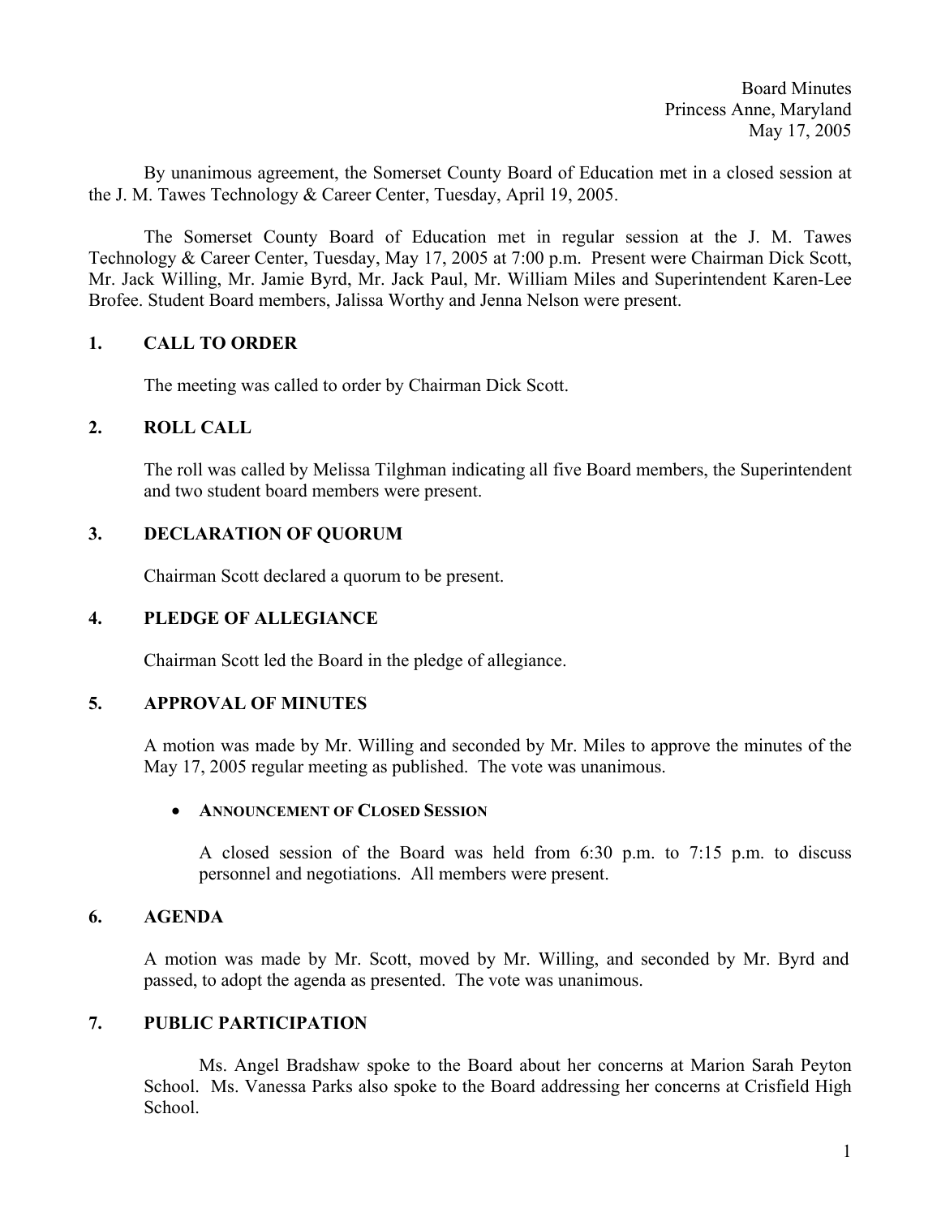Board Minutes
Princess Anne, Maryland
May 17, 2005

By unanimous agreement, the Somerset County Board of Education met in a closed session at the J. M. Tawes Technology & Career Center, Tuesday, April 19, 2005.

The Somerset County Board of Education met in regular session at the J. M. Tawes Technology & Career Center, Tuesday, May 17, 2005 at 7:00 p.m. Present were Chairman Dick Scott, Mr. Jack Willing, Mr. Jamie Byrd, Mr. Jack Paul, Mr. William Miles and Superintendent Karen-Lee Brofee. Student Board members, Jalissa Worthy and Jenna Nelson were present.

## 1. CALL TO ORDER

The meeting was called to order by Chairman Dick Scott.

## 2. ROLL CALL

The roll was called by Melissa Tilghman indicating all five Board members, the Superintendent and two student board members were present.

## 3. DECLARATION OF QUORUM

Chairman Scott declared a quorum to be present.

## 4. PLEDGE OF ALLEGIANCE

Chairman Scott led the Board in the pledge of allegiance.

## 5. APPROVAL OF MINUTES

A motion was made by Mr. Willing and seconded by Mr. Miles to approve the minutes of the May 17, 2005 regular meeting as published. The vote was unanimous.

- **ANNOUNCEMENT OF CLOSED SESSION**

  A closed session of the Board was held from 6:30 p.m. to 7:15 p.m. to discuss personnel and negotiations. All members were present.

## 6. AGENDA

A motion was made by Mr. Scott, moved by Mr. Willing, and seconded by Mr. Byrd and passed, to adopt the agenda as presented. The vote was unanimous.

## 7. PUBLIC PARTICIPATION

Ms. Angel Bradshaw spoke to the Board about her concerns at Marion Sarah Peyton School. Ms. Vanessa Parks also spoke to the Board addressing her concerns at Crisfield High School.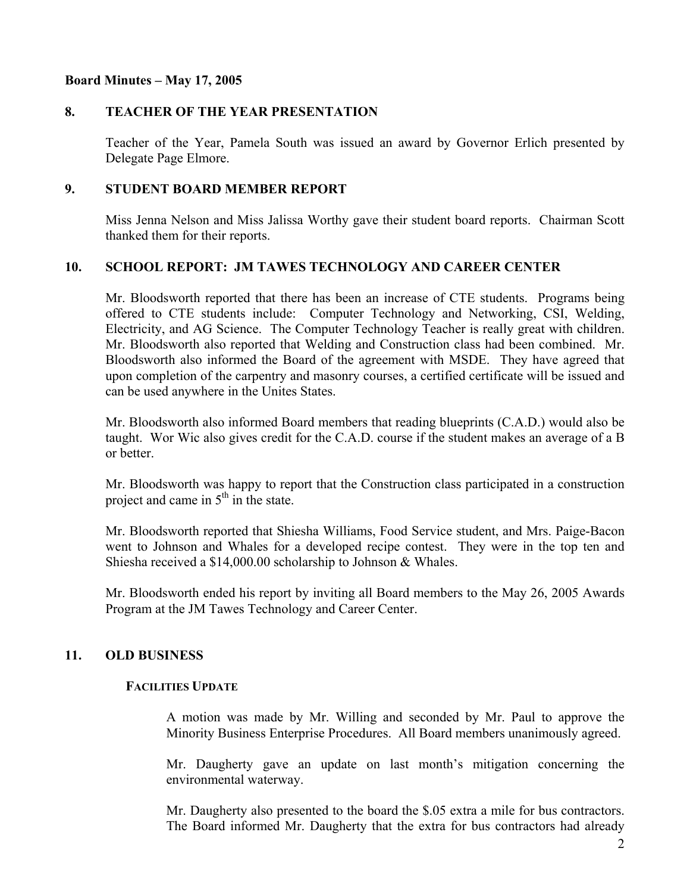**Board Minutes – May 17, 2005**

## 8. TEACHER OF THE YEAR PRESENTATION

Teacher of the Year, Pamela South was issued an award by Governor Erlich presented by Delegate Page Elmore.

## 9. STUDENT BOARD MEMBER REPORT

Miss Jenna Nelson and Miss Jalissa Worthy gave their student board reports. Chairman Scott thanked them for their reports.

## 10. SCHOOL REPORT: JM TAWES TECHNOLOGY AND CAREER CENTER

Mr. Bloodsworth reported that there has been an increase of CTE students. Programs being offered to CTE students include: Computer Technology and Networking, CSI, Welding, Electricity, and AG Science. The Computer Technology Teacher is really great with children. Mr. Bloodsworth also reported that Welding and Construction class had been combined. Mr. Bloodsworth also informed the Board of the agreement with MSDE. They have agreed that upon completion of the carpentry and masonry courses, a certified certificate will be issued and can be used anywhere in the Unites States.

Mr. Bloodsworth also informed Board members that reading blueprints (C.A.D.) would also be taught. Wor Wic also gives credit for the C.A.D. course if the student makes an average of a B or better.

Mr. Bloodsworth was happy to report that the Construction class participated in a construction project and came in 5th in the state.

Mr. Bloodsworth reported that Shiesha Williams, Food Service student, and Mrs. Paige-Bacon went to Johnson and Whales for a developed recipe contest. They were in the top ten and Shiesha received a $14,000.00 scholarship to Johnson & Whales.

Mr. Bloodsworth ended his report by inviting all Board members to the May 26, 2005 Awards Program at the JM Tawes Technology and Career Center.

## 11. OLD BUSINESS

### FACILITIES UPDATE

A motion was made by Mr. Willing and seconded by Mr. Paul to approve the Minority Business Enterprise Procedures. All Board members unanimously agreed.

Mr. Daugherty gave an update on last month's mitigation concerning the environmental waterway.

Mr. Daugherty also presented to the board the $.05 extra a mile for bus contractors. The Board informed Mr. Daugherty that the extra for bus contractors had already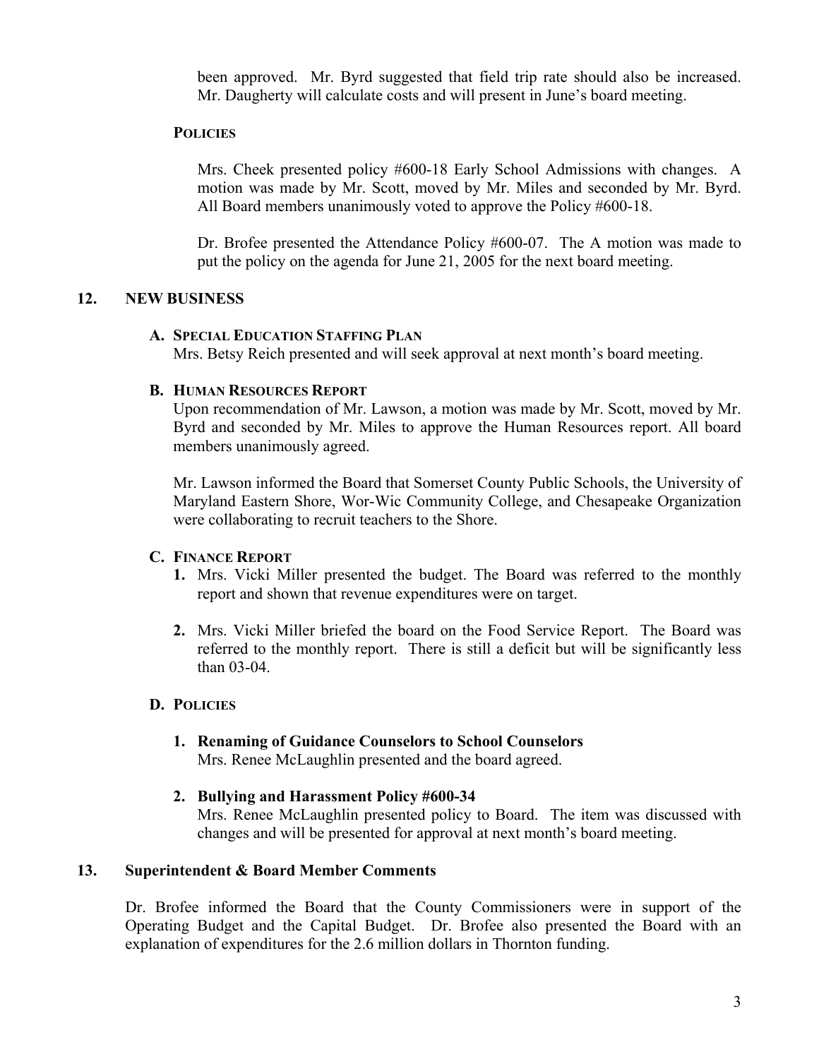been approved. Mr. Byrd suggested that field trip rate should also be increased. Mr. Daugherty will calculate costs and will present in June's board meeting.

**POLICIES**

Mrs. Cheek presented policy #600-18 Early School Admissions with changes. A motion was made by Mr. Scott, moved by Mr. Miles and seconded by Mr. Byrd. All Board members unanimously voted to approve the Policy #600-18.

Dr. Brofee presented the Attendance Policy #600-07. The A motion was made to put the policy on the agenda for June 21, 2005 for the next board meeting.

## 12. NEW BUSINESS

### A. SPECIAL EDUCATION STAFFING PLAN

Mrs. Betsy Reich presented and will seek approval at next month's board meeting.

### B. HUMAN RESOURCES REPORT

Upon recommendation of Mr. Lawson, a motion was made by Mr. Scott, moved by Mr. Byrd and seconded by Mr. Miles to approve the Human Resources report. All board members unanimously agreed.

Mr. Lawson informed the Board that Somerset County Public Schools, the University of Maryland Eastern Shore, Wor-Wic Community College, and Chesapeake Organization were collaborating to recruit teachers to the Shore.

### C. FINANCE REPORT

1. Mrs. Vicki Miller presented the budget. The Board was referred to the monthly report and shown that revenue expenditures were on target.

2. Mrs. Vicki Miller briefed the board on the Food Service Report. The Board was referred to the monthly report. There is still a deficit but will be significantly less than 03-04.

### D. POLICIES

1. **Renaming of Guidance Counselors to School Counselors**
   Mrs. Renee McLaughlin presented and the board agreed.

2. **Bullying and Harassment Policy #600-34**
   Mrs. Renee McLaughlin presented policy to Board. The item was discussed with changes and will be presented for approval at next month's board meeting.

## 13. Superintendent & Board Member Comments

Dr. Brofee informed the Board that the County Commissioners were in support of the Operating Budget and the Capital Budget. Dr. Brofee also presented the Board with an explanation of expenditures for the 2.6 million dollars in Thornton funding.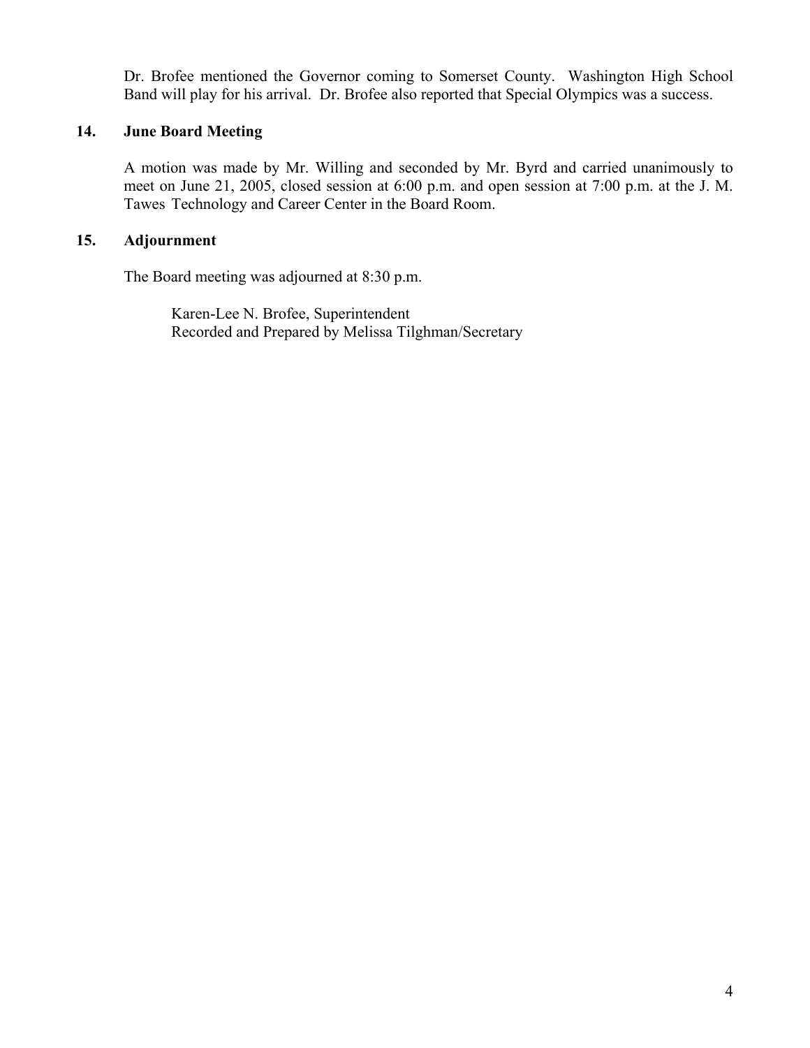Dr. Brofee mentioned the Governor coming to Somerset County. Washington High School Band will play for his arrival. Dr. Brofee also reported that Special Olympics was a success.

## 14. June Board Meeting

A motion was made by Mr. Willing and seconded by Mr. Byrd and carried unanimously to meet on June 21, 2005, closed session at 6:00 p.m. and open session at 7:00 p.m. at the J. M. Tawes Technology and Career Center in the Board Room.

## 15. Adjournment

The Board meeting was adjourned at 8:30 p.m.

Karen-Lee N. Brofee, Superintendent
Recorded and Prepared by Melissa Tilghman/Secretary